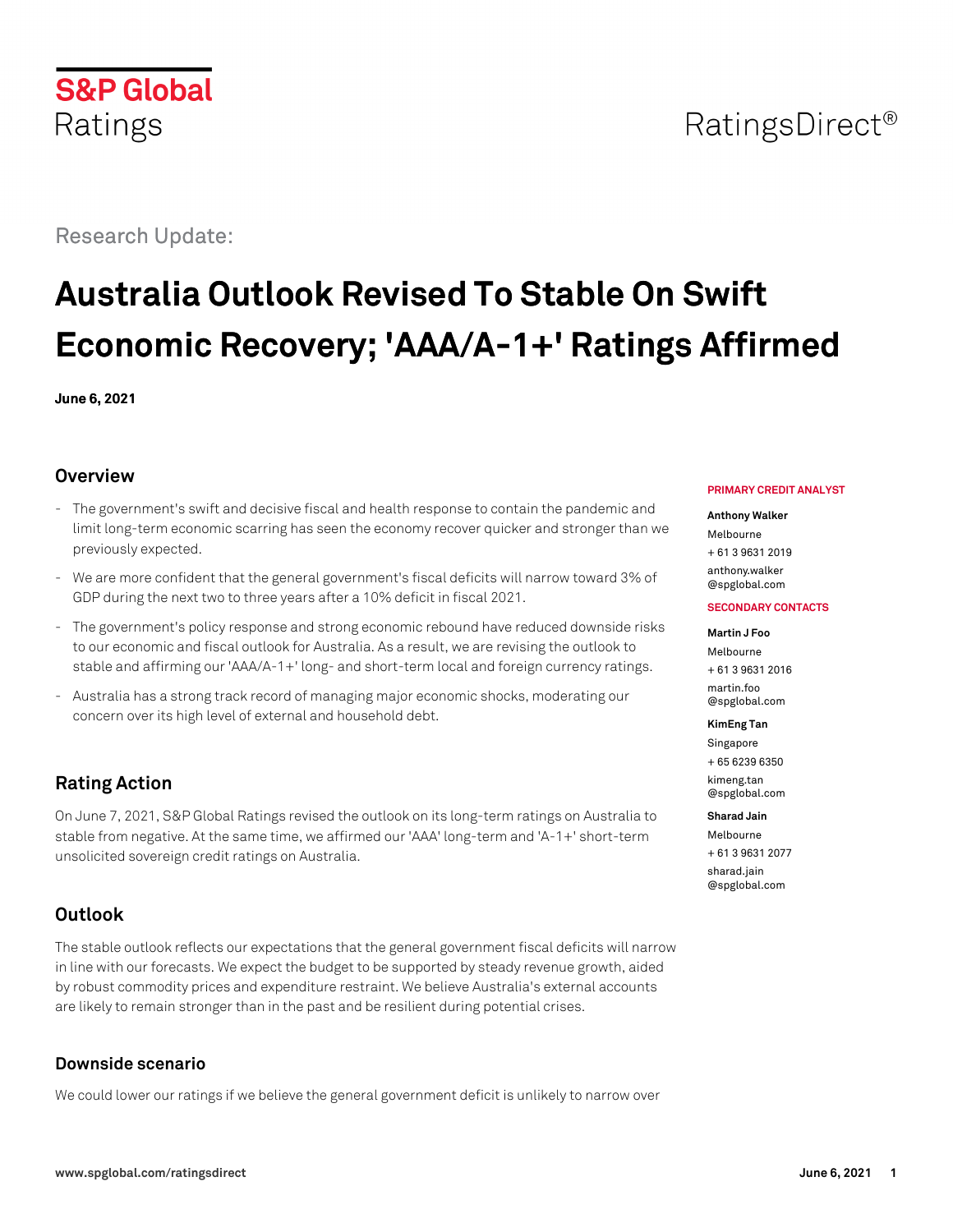S&P Global Ratings

RatingsDirect®

Research Update:

# Australia Outlook Revised To Stable On Swift Economic Recovery; 'AAA/A-1+' Ratings Affirmed

**June 6, 2021**

## Overview

- The government's swift and decisive fiscal and health response to contain the pandemic and limit long-term economic scarring has seen the economy recover quicker and stronger than we previously expected.
- We are more confident that the general government's fiscal deficits will narrow toward 3% of GDP during the next two to three years after a 10% deficit in fiscal 2021.
- The government's policy response and strong economic rebound have reduced downside risks to our economic and fiscal outlook for Australia. As a result, we are revising the outlook to stable and affirming our 'AAA/A-1+' long- and short-term local and foreign currency ratings.
- Australia has a strong track record of managing major economic shocks, moderating our concern over its high level of external and household debt.

**PRIMARY CREDIT ANALYST**

**Anthony Walker**
Melbourne
+ 61 3 9631 2019
anthony.walker@spglobal.com

**SECONDARY CONTACTS**

**Martin J Foo**
Melbourne
+ 61 3 9631 2016
martin.foo@spglobal.com

**KimEng Tan**
Singapore
+ 65 6239 6350
kimeng.tan@spglobal.com

**Sharad Jain**
Melbourne
+ 61 3 9631 2077
sharad.jain@spglobal.com

## Rating Action

On June 7, 2021, S&P Global Ratings revised the outlook on its long-term ratings on Australia to stable from negative. At the same time, we affirmed our 'AAA' long-term and 'A-1+' short-term unsolicited sovereign credit ratings on Australia.

## Outlook

The stable outlook reflects our expectations that the general government fiscal deficits will narrow in line with our forecasts. We expect the budget to be supported by steady revenue growth, aided by robust commodity prices and expenditure restraint. We believe Australia's external accounts are likely to remain stronger than in the past and be resilient during potential crises.

### Downside scenario

We could lower our ratings if we believe the general government deficit is unlikely to narrow over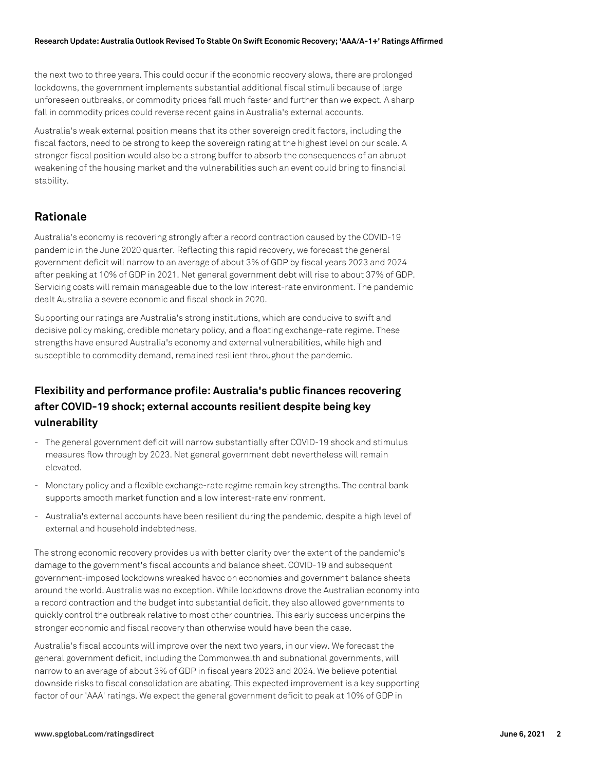the next two to three years. This could occur if the economic recovery slows, there are prolonged lockdowns, the government implements substantial additional fiscal stimuli because of large unforeseen outbreaks, or commodity prices fall much faster and further than we expect. A sharp fall in commodity prices could reverse recent gains in Australia's external accounts.

Australia's weak external position means that its other sovereign credit factors, including the fiscal factors, need to be strong to keep the sovereign rating at the highest level on our scale. A stronger fiscal position would also be a strong buffer to absorb the consequences of an abrupt weakening of the housing market and the vulnerabilities such an event could bring to financial stability.

## Rationale

Australia's economy is recovering strongly after a record contraction caused by the COVID-19 pandemic in the June 2020 quarter. Reflecting this rapid recovery, we forecast the general government deficit will narrow to an average of about 3% of GDP by fiscal years 2023 and 2024 after peaking at 10% of GDP in 2021. Net general government debt will rise to about 37% of GDP. Servicing costs will remain manageable due to the low interest-rate environment. The pandemic dealt Australia a severe economic and fiscal shock in 2020.

Supporting our ratings are Australia's strong institutions, which are conducive to swift and decisive policy making, credible monetary policy, and a floating exchange-rate regime. These strengths have ensured Australia's economy and external vulnerabilities, while high and susceptible to commodity demand, remained resilient throughout the pandemic.

### Flexibility and performance profile: Australia's public finances recovering after COVID-19 shock; external accounts resilient despite being key vulnerability

- The general government deficit will narrow substantially after COVID-19 shock and stimulus measures flow through by 2023. Net general government debt nevertheless will remain elevated.
- Monetary policy and a flexible exchange-rate regime remain key strengths. The central bank supports smooth market function and a low interest-rate environment.
- Australia's external accounts have been resilient during the pandemic, despite a high level of external and household indebtedness.

The strong economic recovery provides us with better clarity over the extent of the pandemic's damage to the government's fiscal accounts and balance sheet. COVID-19 and subsequent government-imposed lockdowns wreaked havoc on economies and government balance sheets around the world. Australia was no exception. While lockdowns drove the Australian economy into a record contraction and the budget into substantial deficit, they also allowed governments to quickly control the outbreak relative to most other countries. This early success underpins the stronger economic and fiscal recovery than otherwise would have been the case.

Australia's fiscal accounts will improve over the next two years, in our view. We forecast the general government deficit, including the Commonwealth and subnational governments, will narrow to an average of about 3% of GDP in fiscal years 2023 and 2024. We believe potential downside risks to fiscal consolidation are abating. This expected improvement is a key supporting factor of our 'AAA' ratings. We expect the general government deficit to peak at 10% of GDP in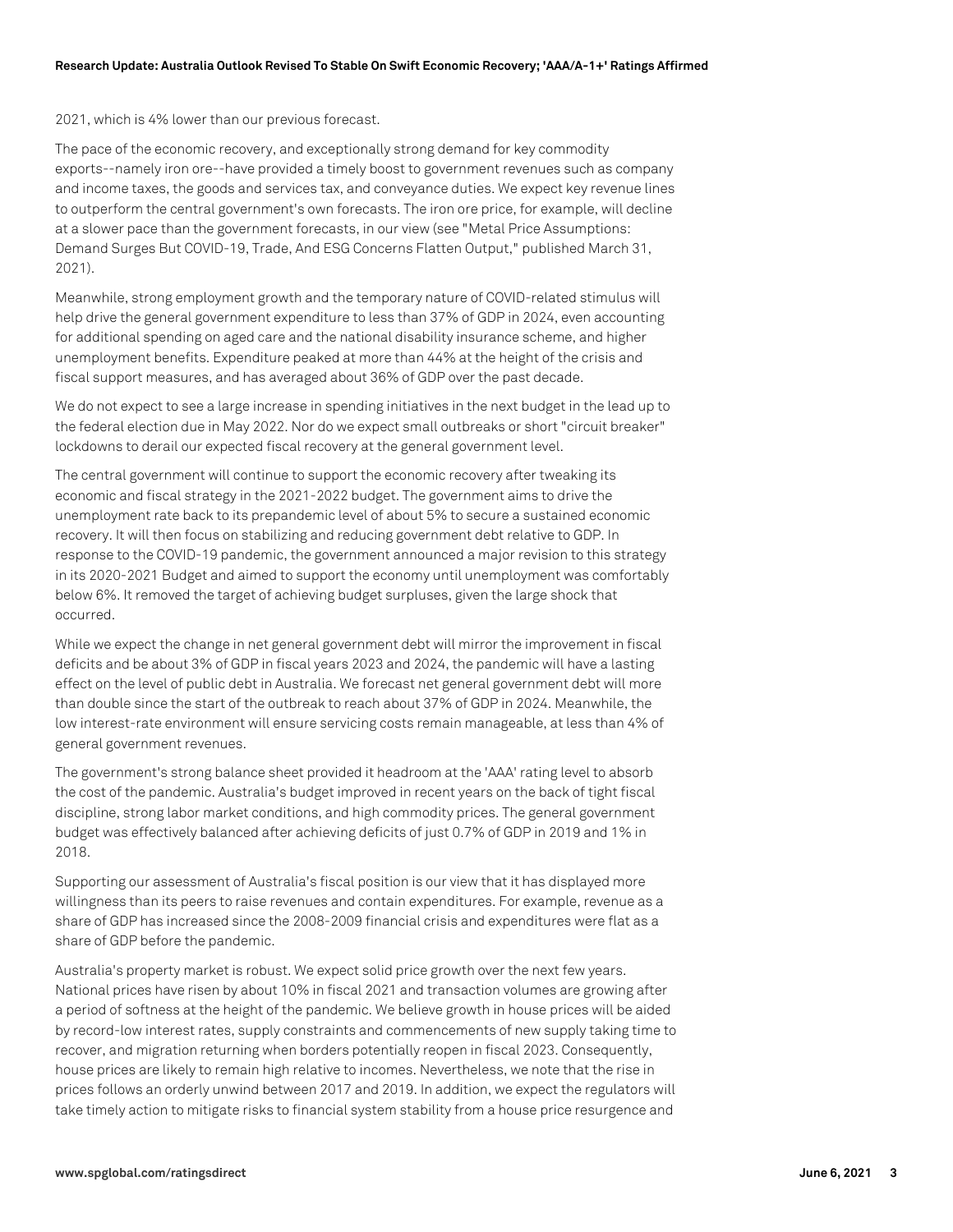2021, which is 4% lower than our previous forecast.

The pace of the economic recovery, and exceptionally strong demand for key commodity exports--namely iron ore--have provided a timely boost to government revenues such as company and income taxes, the goods and services tax, and conveyance duties. We expect key revenue lines to outperform the central government's own forecasts. The iron ore price, for example, will decline at a slower pace than the government forecasts, in our view (see "Metal Price Assumptions: Demand Surges But COVID-19, Trade, And ESG Concerns Flatten Output," published March 31, 2021).

Meanwhile, strong employment growth and the temporary nature of COVID-related stimulus will help drive the general government expenditure to less than 37% of GDP in 2024, even accounting for additional spending on aged care and the national disability insurance scheme, and higher unemployment benefits. Expenditure peaked at more than 44% at the height of the crisis and fiscal support measures, and has averaged about 36% of GDP over the past decade.

We do not expect to see a large increase in spending initiatives in the next budget in the lead up to the federal election due in May 2022. Nor do we expect small outbreaks or short "circuit breaker" lockdowns to derail our expected fiscal recovery at the general government level.

The central government will continue to support the economic recovery after tweaking its economic and fiscal strategy in the 2021-2022 budget. The government aims to drive the unemployment rate back to its prepandemic level of about 5% to secure a sustained economic recovery. It will then focus on stabilizing and reducing government debt relative to GDP. In response to the COVID-19 pandemic, the government announced a major revision to this strategy in its 2020-2021 Budget and aimed to support the economy until unemployment was comfortably below 6%. It removed the target of achieving budget surpluses, given the large shock that occurred.

While we expect the change in net general government debt will mirror the improvement in fiscal deficits and be about 3% of GDP in fiscal years 2023 and 2024, the pandemic will have a lasting effect on the level of public debt in Australia. We forecast net general government debt will more than double since the start of the outbreak to reach about 37% of GDP in 2024. Meanwhile, the low interest-rate environment will ensure servicing costs remain manageable, at less than 4% of general government revenues.

The government's strong balance sheet provided it headroom at the 'AAA' rating level to absorb the cost of the pandemic. Australia's budget improved in recent years on the back of tight fiscal discipline, strong labor market conditions, and high commodity prices. The general government budget was effectively balanced after achieving deficits of just 0.7% of GDP in 2019 and 1% in 2018.

Supporting our assessment of Australia's fiscal position is our view that it has displayed more willingness than its peers to raise revenues and contain expenditures. For example, revenue as a share of GDP has increased since the 2008-2009 financial crisis and expenditures were flat as a share of GDP before the pandemic.

Australia's property market is robust. We expect solid price growth over the next few years. National prices have risen by about 10% in fiscal 2021 and transaction volumes are growing after a period of softness at the height of the pandemic. We believe growth in house prices will be aided by record-low interest rates, supply constraints and commencements of new supply taking time to recover, and migration returning when borders potentially reopen in fiscal 2023. Consequently, house prices are likely to remain high relative to incomes. Nevertheless, we note that the rise in prices follows an orderly unwind between 2017 and 2019. In addition, we expect the regulators will take timely action to mitigate risks to financial system stability from a house price resurgence and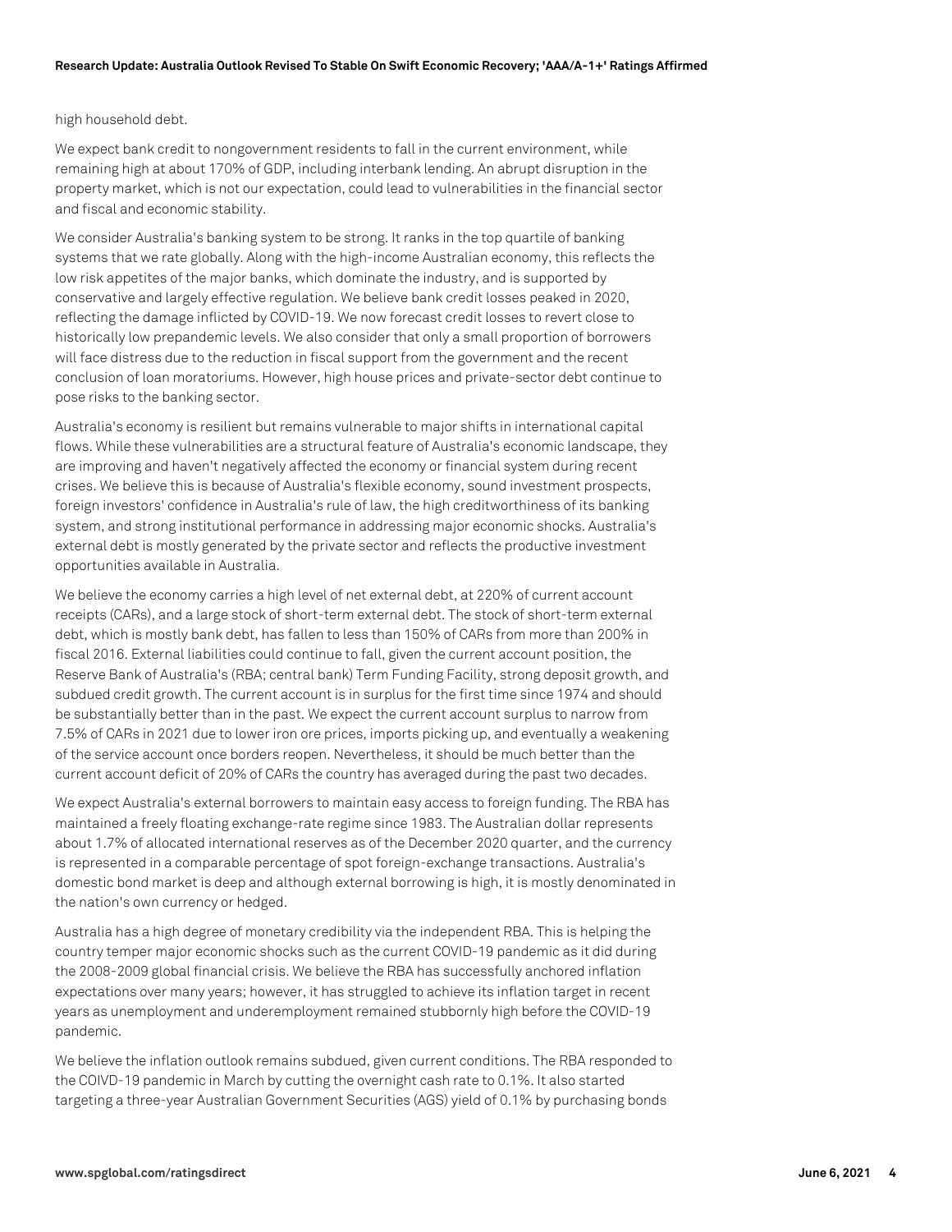high household debt.

We expect bank credit to nongovernment residents to fall in the current environment, while remaining high at about 170% of GDP, including interbank lending. An abrupt disruption in the property market, which is not our expectation, could lead to vulnerabilities in the financial sector and fiscal and economic stability.

We consider Australia's banking system to be strong. It ranks in the top quartile of banking systems that we rate globally. Along with the high-income Australian economy, this reflects the low risk appetites of the major banks, which dominate the industry, and is supported by conservative and largely effective regulation. We believe bank credit losses peaked in 2020, reflecting the damage inflicted by COVID-19. We now forecast credit losses to revert close to historically low prepandemic levels. We also consider that only a small proportion of borrowers will face distress due to the reduction in fiscal support from the government and the recent conclusion of loan moratoriums. However, high house prices and private-sector debt continue to pose risks to the banking sector.

Australia's economy is resilient but remains vulnerable to major shifts in international capital flows. While these vulnerabilities are a structural feature of Australia's economic landscape, they are improving and haven't negatively affected the economy or financial system during recent crises. We believe this is because of Australia's flexible economy, sound investment prospects, foreign investors' confidence in Australia's rule of law, the high creditworthiness of its banking system, and strong institutional performance in addressing major economic shocks. Australia's external debt is mostly generated by the private sector and reflects the productive investment opportunities available in Australia.

We believe the economy carries a high level of net external debt, at 220% of current account receipts (CARs), and a large stock of short-term external debt. The stock of short-term external debt, which is mostly bank debt, has fallen to less than 150% of CARs from more than 200% in fiscal 2016. External liabilities could continue to fall, given the current account position, the Reserve Bank of Australia's (RBA; central bank) Term Funding Facility, strong deposit growth, and subdued credit growth. The current account is in surplus for the first time since 1974 and should be substantially better than in the past. We expect the current account surplus to narrow from 7.5% of CARs in 2021 due to lower iron ore prices, imports picking up, and eventually a weakening of the service account once borders reopen. Nevertheless, it should be much better than the current account deficit of 20% of CARs the country has averaged during the past two decades.

We expect Australia's external borrowers to maintain easy access to foreign funding. The RBA has maintained a freely floating exchange-rate regime since 1983. The Australian dollar represents about 1.7% of allocated international reserves as of the December 2020 quarter, and the currency is represented in a comparable percentage of spot foreign-exchange transactions. Australia's domestic bond market is deep and although external borrowing is high, it is mostly denominated in the nation's own currency or hedged.

Australia has a high degree of monetary credibility via the independent RBA. This is helping the country temper major economic shocks such as the current COVID-19 pandemic as it did during the 2008-2009 global financial crisis. We believe the RBA has successfully anchored inflation expectations over many years; however, it has struggled to achieve its inflation target in recent years as unemployment and underemployment remained stubbornly high before the COVID-19 pandemic.

We believe the inflation outlook remains subdued, given current conditions. The RBA responded to the COIVD-19 pandemic in March by cutting the overnight cash rate to 0.1%. It also started targeting a three-year Australian Government Securities (AGS) yield of 0.1% by purchasing bonds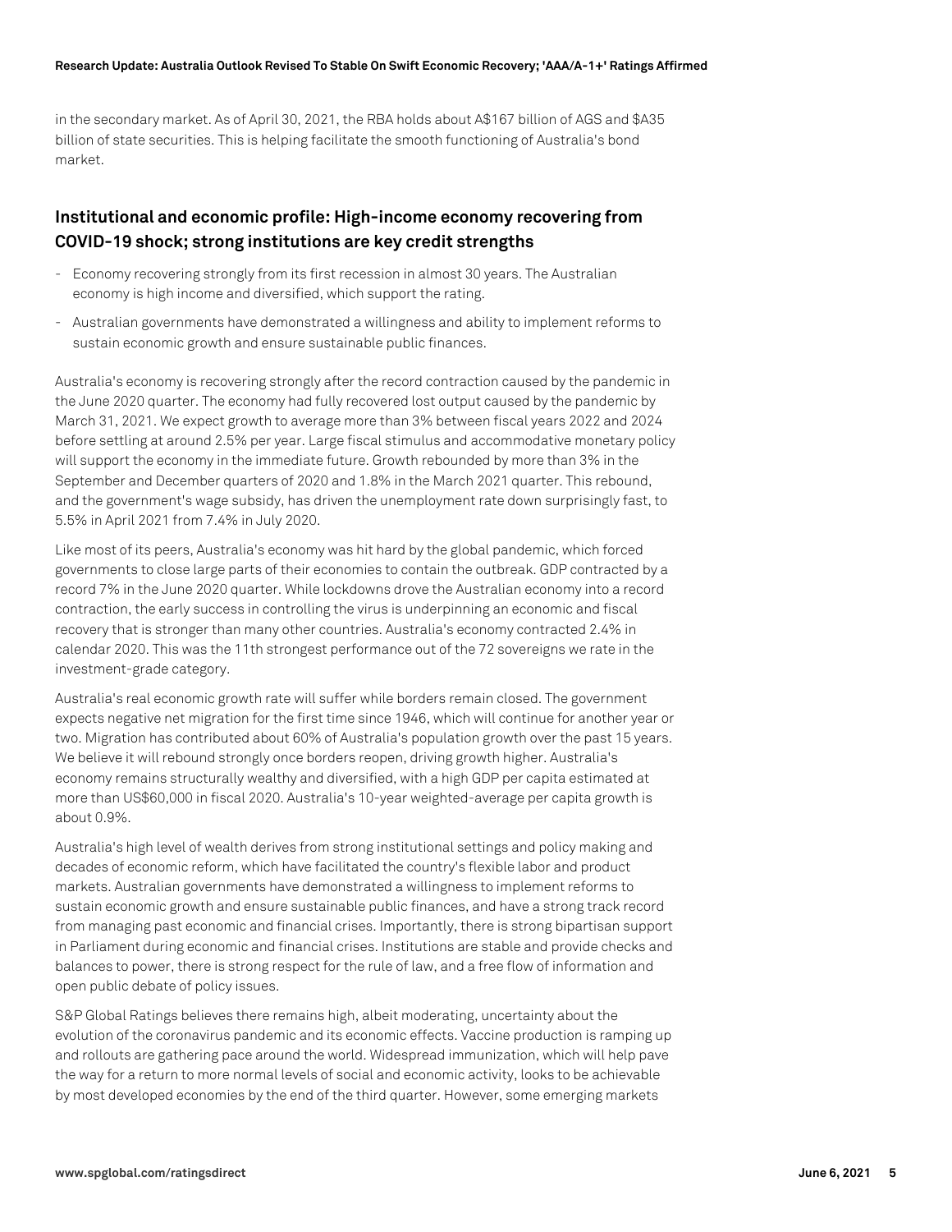in the secondary market. As of April 30, 2021, the RBA holds about A$167 billion of AGS and $A35 billion of state securities. This is helping facilitate the smooth functioning of Australia's bond market.

## Institutional and economic profile: High-income economy recovering from COVID-19 shock; strong institutions are key credit strengths

- Economy recovering strongly from its first recession in almost 30 years. The Australian economy is high income and diversified, which support the rating.
- Australian governments have demonstrated a willingness and ability to implement reforms to sustain economic growth and ensure sustainable public finances.

Australia's economy is recovering strongly after the record contraction caused by the pandemic in the June 2020 quarter. The economy had fully recovered lost output caused by the pandemic by March 31, 2021. We expect growth to average more than 3% between fiscal years 2022 and 2024 before settling at around 2.5% per year. Large fiscal stimulus and accommodative monetary policy will support the economy in the immediate future. Growth rebounded by more than 3% in the September and December quarters of 2020 and 1.8% in the March 2021 quarter. This rebound, and the government's wage subsidy, has driven the unemployment rate down surprisingly fast, to 5.5% in April 2021 from 7.4% in July 2020.

Like most of its peers, Australia's economy was hit hard by the global pandemic, which forced governments to close large parts of their economies to contain the outbreak. GDP contracted by a record 7% in the June 2020 quarter. While lockdowns drove the Australian economy into a record contraction, the early success in controlling the virus is underpinning an economic and fiscal recovery that is stronger than many other countries. Australia's economy contracted 2.4% in calendar 2020. This was the 11th strongest performance out of the 72 sovereigns we rate in the investment-grade category.

Australia's real economic growth rate will suffer while borders remain closed. The government expects negative net migration for the first time since 1946, which will continue for another year or two. Migration has contributed about 60% of Australia's population growth over the past 15 years. We believe it will rebound strongly once borders reopen, driving growth higher. Australia's economy remains structurally wealthy and diversified, with a high GDP per capita estimated at more than US$60,000 in fiscal 2020. Australia's 10-year weighted-average per capita growth is about 0.9%.

Australia's high level of wealth derives from strong institutional settings and policy making and decades of economic reform, which have facilitated the country's flexible labor and product markets. Australian governments have demonstrated a willingness to implement reforms to sustain economic growth and ensure sustainable public finances, and have a strong track record from managing past economic and financial crises. Importantly, there is strong bipartisan support in Parliament during economic and financial crises. Institutions are stable and provide checks and balances to power, there is strong respect for the rule of law, and a free flow of information and open public debate of policy issues.

S&P Global Ratings believes there remains high, albeit moderating, uncertainty about the evolution of the coronavirus pandemic and its economic effects. Vaccine production is ramping up and rollouts are gathering pace around the world. Widespread immunization, which will help pave the way for a return to more normal levels of social and economic activity, looks to be achievable by most developed economies by the end of the third quarter. However, some emerging markets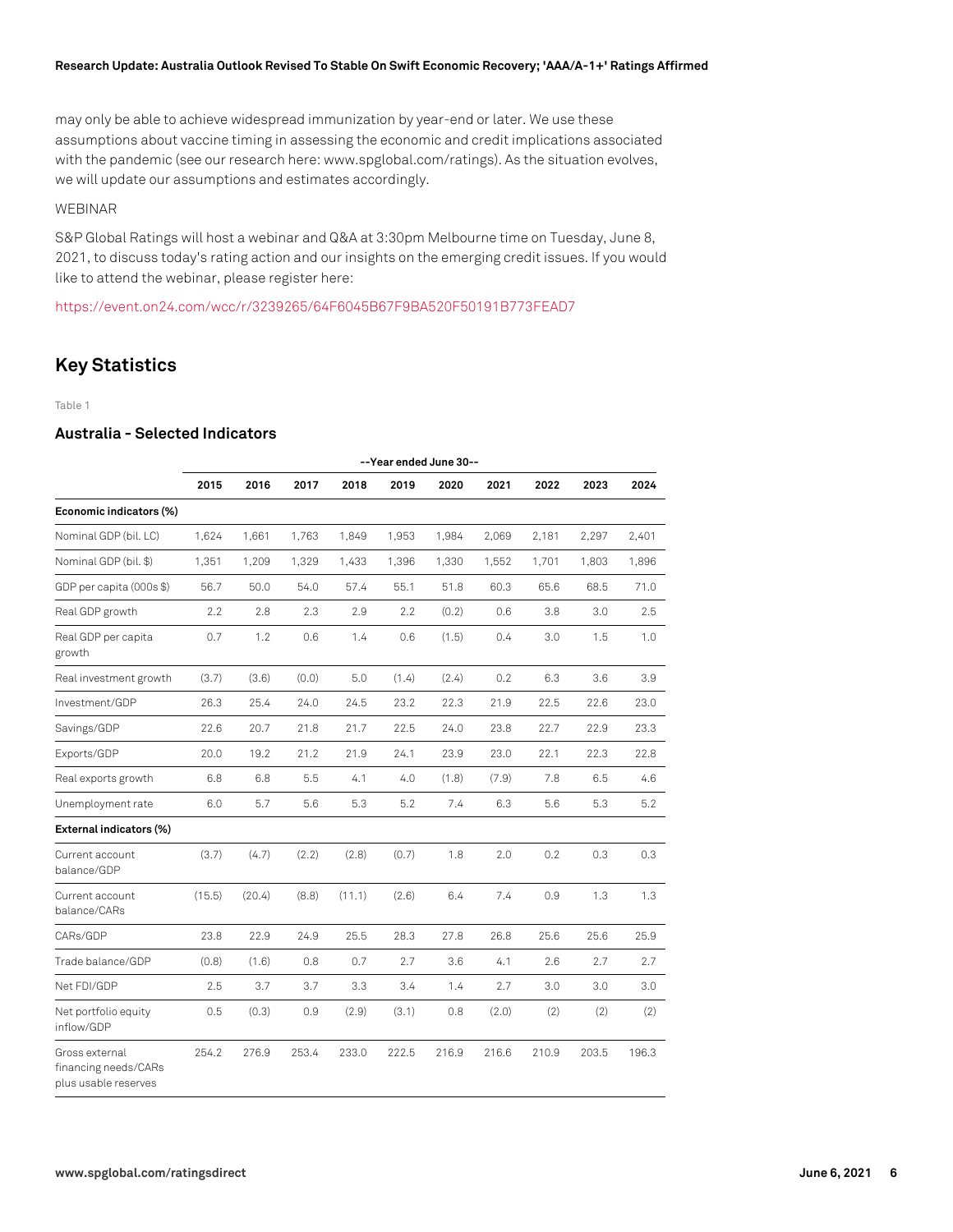may only be able to achieve widespread immunization by year-end or later. We use these assumptions about vaccine timing in assessing the economic and credit implications associated with the pandemic (see our research here: www.spglobal.com/ratings). As the situation evolves, we will update our assumptions and estimates accordingly.

WEBINAR

S&P Global Ratings will host a webinar and Q&A at 3:30pm Melbourne time on Tuesday, June 8, 2021, to discuss today's rating action and our insights on the emerging credit issues. If you would like to attend the webinar, please register here:

https://event.on24.com/wcc/r/3239265/64F6045B67F9BA520F50191B773FEAD7

## Key Statistics

Table 1

### Australia - Selected Indicators

| | --Year ended June 30-- | | | | | | | | | |
|---|---|---|---|---|---|---|---|---|---|---|
| | 2015 | 2016 | 2017 | 2018 | 2019 | 2020 | 2021 | 2022 | 2023 | 2024 |
| **Economic indicators (%)** | | | | | | | | | | |
| Nominal GDP (bil. LC) | 1,624 | 1,661 | 1,763 | 1,849 | 1,953 | 1,984 | 2,069 | 2,181 | 2,297 | 2,401 |
| Nominal GDP (bil. $) | 1,351 | 1,209 | 1,329 | 1,433 | 1,396 | 1,330 | 1,552 | 1,701 | 1,803 | 1,896 |
| GDP per capita (000s $) | 56.7 | 50.0 | 54.0 | 57.4 | 55.1 | 51.8 | 60.3 | 65.6 | 68.5 | 71.0 |
| Real GDP growth | 2.2 | 2.8 | 2.3 | 2.9 | 2.2 | (0.2) | 0.6 | 3.8 | 3.0 | 2.5 |
| Real GDP per capita growth | 0.7 | 1.2 | 0.6 | 1.4 | 0.6 | (1.5) | 0.4 | 3.0 | 1.5 | 1.0 |
| Real investment growth | (3.7) | (3.6) | (0.0) | 5.0 | (1.4) | (2.4) | 0.2 | 6.3 | 3.6 | 3.9 |
| Investment/GDP | 26.3 | 25.4 | 24.0 | 24.5 | 23.2 | 22.3 | 21.9 | 22.5 | 22.6 | 23.0 |
| Savings/GDP | 22.6 | 20.7 | 21.8 | 21.7 | 22.5 | 24.0 | 23.8 | 22.7 | 22.9 | 23.3 |
| Exports/GDP | 20.0 | 19.2 | 21.2 | 21.9 | 24.1 | 23.9 | 23.0 | 22.1 | 22.3 | 22.8 |
| Real exports growth | 6.8 | 6.8 | 5.5 | 4.1 | 4.0 | (1.8) | (7.9) | 7.8 | 6.5 | 4.6 |
| Unemployment rate | 6.0 | 5.7 | 5.6 | 5.3 | 5.2 | 7.4 | 6.3 | 5.6 | 5.3 | 5.2 |
| **External indicators (%)** | | | | | | | | | | |
| Current account balance/GDP | (3.7) | (4.7) | (2.2) | (2.8) | (0.7) | 1.8 | 2.0 | 0.2 | 0.3 | 0.3 |
| Current account balance/CARs | (15.5) | (20.4) | (8.8) | (11.1) | (2.6) | 6.4 | 7.4 | 0.9 | 1.3 | 1.3 |
| CARs/GDP | 23.8 | 22.9 | 24.9 | 25.5 | 28.3 | 27.8 | 26.8 | 25.6 | 25.6 | 25.9 |
| Trade balance/GDP | (0.8) | (1.6) | 0.8 | 0.7 | 2.7 | 3.6 | 4.1 | 2.6 | 2.7 | 2.7 |
| Net FDI/GDP | 2.5 | 3.7 | 3.7 | 3.3 | 3.4 | 1.4 | 2.7 | 3.0 | 3.0 | 3.0 |
| Net portfolio equity inflow/GDP | 0.5 | (0.3) | 0.9 | (2.9) | (3.1) | 0.8 | (2.0) | (2) | (2) | (2) |
| Gross external financing needs/CARs plus usable reserves | 254.2 | 276.9 | 253.4 | 233.0 | 222.5 | 216.9 | 216.6 | 210.9 | 203.5 | 196.3 |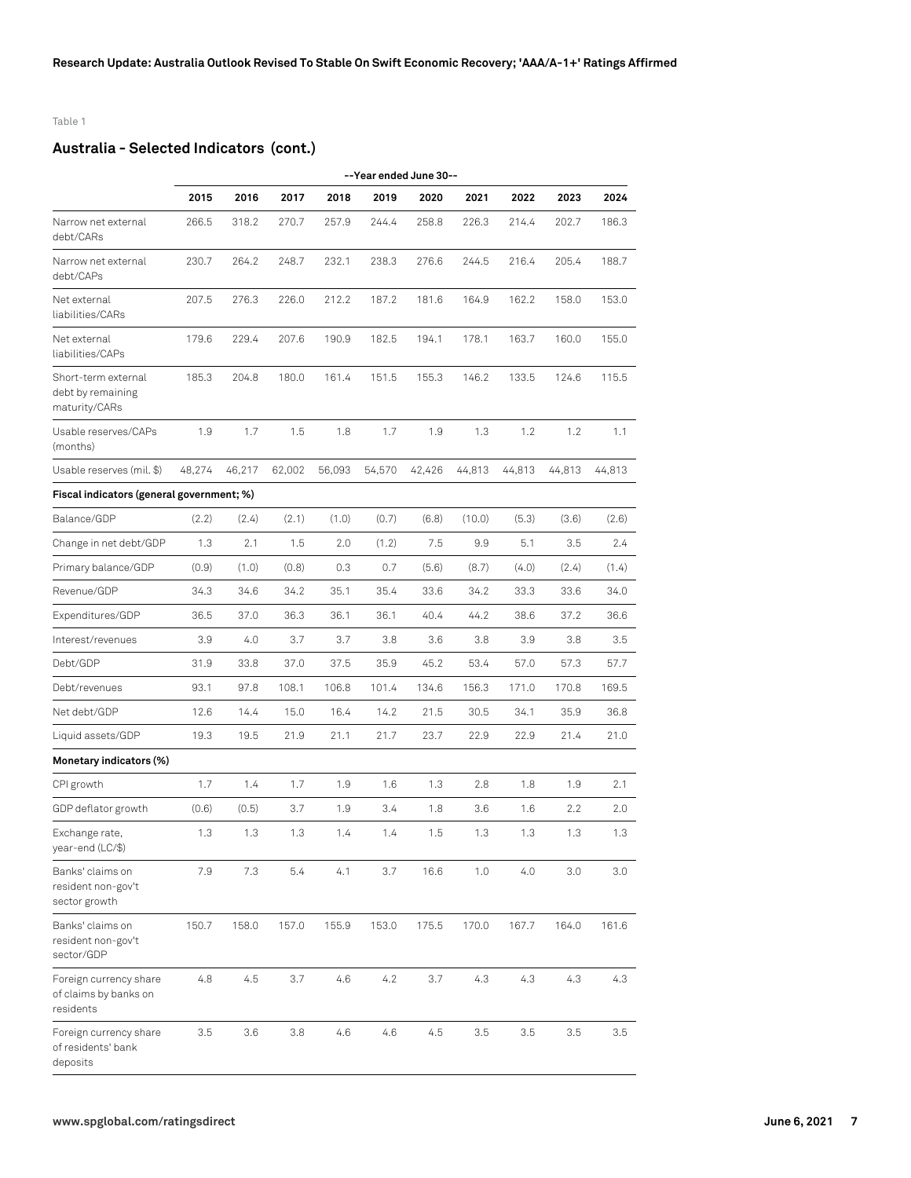Table 1

## Australia - Selected Indicators (cont.)

| | --Year ended June 30-- | | | | | | | | | |
|---|---|---|---|---|---|---|---|---|---|---|
| | 2015 | 2016 | 2017 | 2018 | 2019 | 2020 | 2021 | 2022 | 2023 | 2024 |
| Narrow net external debt/CARs | 266.5 | 318.2 | 270.7 | 257.9 | 244.4 | 258.8 | 226.3 | 214.4 | 202.7 | 186.3 |
| Narrow net external debt/CAPs | 230.7 | 264.2 | 248.7 | 232.1 | 238.3 | 276.6 | 244.5 | 216.4 | 205.4 | 188.7 |
| Net external liabilities/CARs | 207.5 | 276.3 | 226.0 | 212.2 | 187.2 | 181.6 | 164.9 | 162.2 | 158.0 | 153.0 |
| Net external liabilities/CAPs | 179.6 | 229.4 | 207.6 | 190.9 | 182.5 | 194.1 | 178.1 | 163.7 | 160.0 | 155.0 |
| Short-term external debt by remaining maturity/CARs | 185.3 | 204.8 | 180.0 | 161.4 | 151.5 | 155.3 | 146.2 | 133.5 | 124.6 | 115.5 |
| Usable reserves/CAPs (months) | 1.9 | 1.7 | 1.5 | 1.8 | 1.7 | 1.9 | 1.3 | 1.2 | 1.2 | 1.1 |
| Usable reserves (mil. $) | 48,274 | 46,217 | 62,002 | 56,093 | 54,570 | 42,426 | 44,813 | 44,813 | 44,813 | 44,813 |
| **Fiscal indicators (general government; %)** | | | | | | | | | | |
| Balance/GDP | (2.2) | (2.4) | (2.1) | (1.0) | (0.7) | (6.8) | (10.0) | (5.3) | (3.6) | (2.6) |
| Change in net debt/GDP | 1.3 | 2.1 | 1.5 | 2.0 | (1.2) | 7.5 | 9.9 | 5.1 | 3.5 | 2.4 |
| Primary balance/GDP | (0.9) | (1.0) | (0.8) | 0.3 | 0.7 | (5.6) | (8.7) | (4.0) | (2.4) | (1.4) |
| Revenue/GDP | 34.3 | 34.6 | 34.2 | 35.1 | 35.4 | 33.6 | 34.2 | 33.3 | 33.6 | 34.0 |
| Expenditures/GDP | 36.5 | 37.0 | 36.3 | 36.1 | 36.1 | 40.4 | 44.2 | 38.6 | 37.2 | 36.6 |
| Interest/revenues | 3.9 | 4.0 | 3.7 | 3.7 | 3.8 | 3.6 | 3.8 | 3.9 | 3.8 | 3.5 |
| Debt/GDP | 31.9 | 33.8 | 37.0 | 37.5 | 35.9 | 45.2 | 53.4 | 57.0 | 57.3 | 57.7 |
| Debt/revenues | 93.1 | 97.8 | 108.1 | 106.8 | 101.4 | 134.6 | 156.3 | 171.0 | 170.8 | 169.5 |
| Net debt/GDP | 12.6 | 14.4 | 15.0 | 16.4 | 14.2 | 21.5 | 30.5 | 34.1 | 35.9 | 36.8 |
| Liquid assets/GDP | 19.3 | 19.5 | 21.9 | 21.1 | 21.7 | 23.7 | 22.9 | 22.9 | 21.4 | 21.0 |
| **Monetary indicators (%)** | | | | | | | | | | |
| CPI growth | 1.7 | 1.4 | 1.7 | 1.9 | 1.6 | 1.3 | 2.8 | 1.8 | 1.9 | 2.1 |
| GDP deflator growth | (0.6) | (0.5) | 3.7 | 1.9 | 3.4 | 1.8 | 3.6 | 1.6 | 2.2 | 2.0 |
| Exchange rate, year-end (LC/$) | 1.3 | 1.3 | 1.3 | 1.4 | 1.4 | 1.5 | 1.3 | 1.3 | 1.3 | 1.3 |
| Banks' claims on resident non-gov't sector growth | 7.9 | 7.3 | 5.4 | 4.1 | 3.7 | 16.6 | 1.0 | 4.0 | 3.0 | 3.0 |
| Banks' claims on resident non-gov't sector/GDP | 150.7 | 158.0 | 157.0 | 155.9 | 153.0 | 175.5 | 170.0 | 167.7 | 164.0 | 161.6 |
| Foreign currency share of claims by banks on residents | 4.8 | 4.5 | 3.7 | 4.6 | 4.2 | 3.7 | 4.3 | 4.3 | 4.3 | 4.3 |
| Foreign currency share of residents' bank deposits | 3.5 | 3.6 | 3.8 | 4.6 | 4.6 | 4.5 | 3.5 | 3.5 | 3.5 | 3.5 |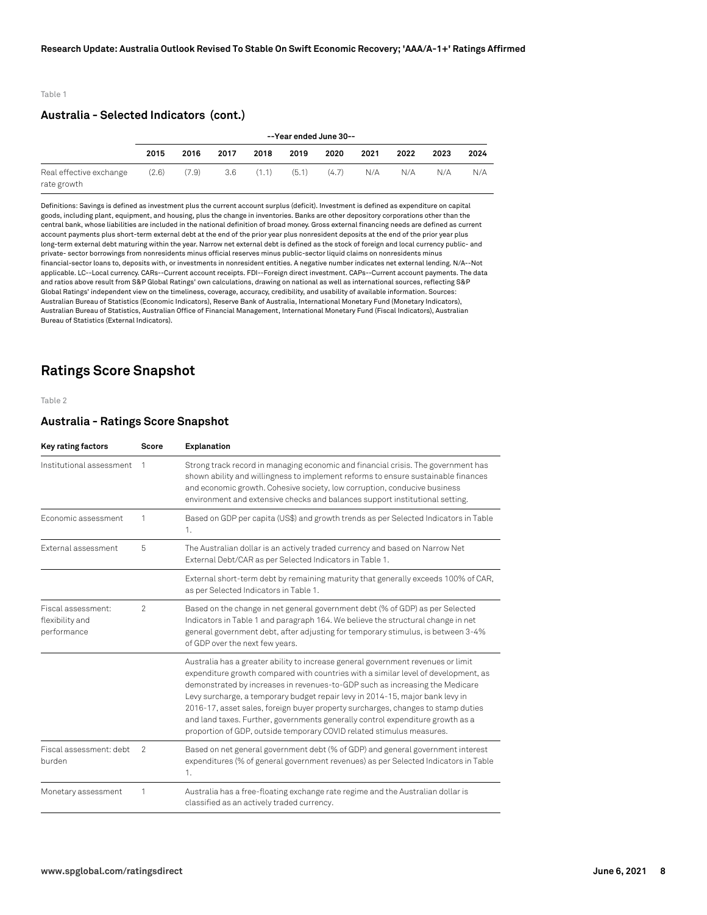Table 1

### Australia - Selected Indicators (cont.)

| | --Year ended June 30-- | | | | | | | | | |
|---|---|---|---|---|---|---|---|---|---|---|
| | 2015 | 2016 | 2017 | 2018 | 2019 | 2020 | 2021 | 2022 | 2023 | 2024 |
| Real effective exchange rate growth | (2.6) | (7.9) | 3.6 | (1.1) | (5.1) | (4.7) | N/A | N/A | N/A | N/A |

Definitions: Savings is defined as investment plus the current account surplus (deficit). Investment is defined as expenditure on capital goods, including plant, equipment, and housing, plus the change in inventories. Banks are other depository corporations other than the central bank, whose liabilities are included in the national definition of broad money. Gross external financing needs are defined as current account payments plus short-term external debt at the end of the prior year plus nonresident deposits at the end of the prior year plus long-term external debt maturing within the year. Narrow net external debt is defined as the stock of foreign and local currency public- and private- sector borrowings from nonresidents minus official reserves minus public-sector liquid claims on nonresidents minus financial-sector loans to, deposits with, or investments in nonresident entities. A negative number indicates net external lending. N/A--Not applicable. LC--Local currency. CARs--Current account receipts. FDI--Foreign direct investment. CAPs--Current account payments. The data and ratios above result from S&P Global Ratings' own calculations, drawing on national as well as international sources, reflecting S&P Global Ratings' independent view on the timeliness, coverage, accuracy, credibility, and usability of available information. Sources: Australian Bureau of Statistics (Economic Indicators), Reserve Bank of Australia, International Monetary Fund (Monetary Indicators), Australian Bureau of Statistics, Australian Office of Financial Management, International Monetary Fund (Fiscal Indicators), Australian Bureau of Statistics (External Indicators).

## Ratings Score Snapshot

Table 2

### Australia - Ratings Score Snapshot

| Key rating factors | Score | Explanation |
|---|---|---|
| Institutional assessment | 1 | Strong track record in managing economic and financial crisis. The government has shown ability and willingness to implement reforms to ensure sustainable finances and economic growth. Cohesive society, low corruption, conducive business environment and extensive checks and balances support institutional setting. |
| Economic assessment | 1 | Based on GDP per capita (US$) and growth trends as per Selected Indicators in Table 1. |
| External assessment | 5 | The Australian dollar is an actively traded currency and based on Narrow Net External Debt/CAR as per Selected Indicators in Table 1. |
| | | External short-term debt by remaining maturity that generally exceeds 100% of CAR, as per Selected Indicators in Table 1. |
| Fiscal assessment: flexibility and performance | 2 | Based on the change in net general government debt (% of GDP) as per Selected Indicators in Table 1 and paragraph 164. We believe the structural change in net general government debt, after adjusting for temporary stimulus, is between 3-4% of GDP over the next few years. |
| | | Australia has a greater ability to increase general government revenues or limit expenditure growth compared with countries with a similar level of development, as demonstrated by increases in revenues-to-GDP such as increasing the Medicare Levy surcharge, a temporary budget repair levy in 2014-15, major bank levy in 2016-17, asset sales, foreign buyer property surcharges, changes to stamp duties and land taxes. Further, governments generally control expenditure growth as a proportion of GDP, outside temporary COVID related stimulus measures. |
| Fiscal assessment: debt burden | 2 | Based on net general government debt (% of GDP) and general government interest expenditures (% of general government revenues) as per Selected Indicators in Table 1. |
| Monetary assessment | 1 | Australia has a free-floating exchange rate regime and the Australian dollar is classified as an actively traded currency. |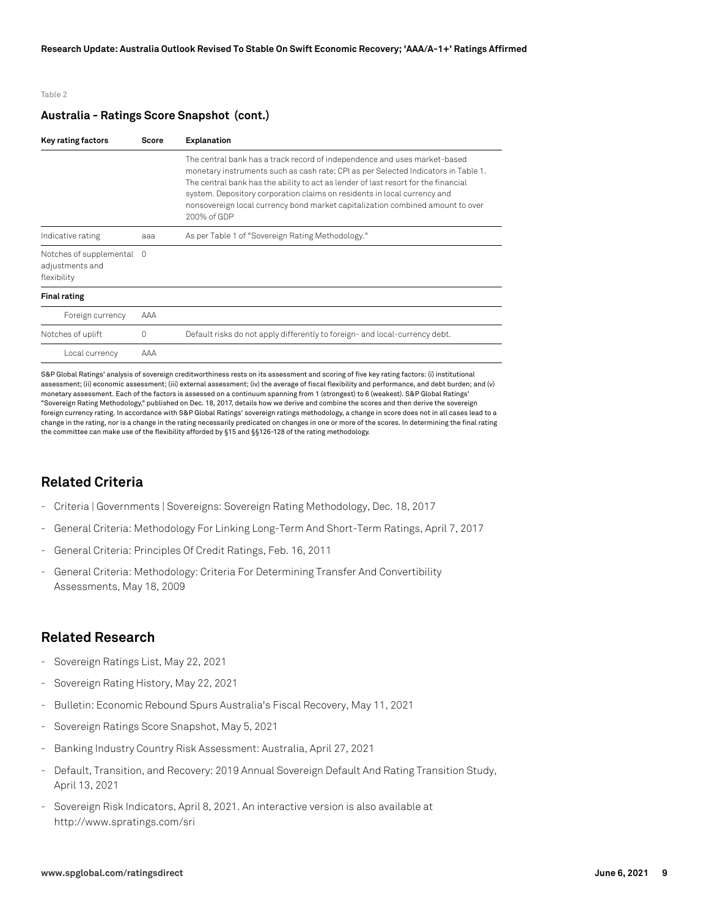Table 2

**Australia - Ratings Score Snapshot (cont.)**

| Key rating factors | Score | Explanation |
|---|---|---|
| | | The central bank has a track record of independence and uses market-based monetary instruments such as cash rate; CPI as per Selected Indicators in Table 1. The central bank has the ability to act as lender of last resort for the financial system. Depository corporation claims on residents in local currency and nonsovereign local currency bond market capitalization combined amount to over 200% of GDP |
| Indicative rating | aaa | As per Table 1 of "Sovereign Rating Methodology." |
| Notches of supplemental adjustments and flexibility | 0 | |
| **Final rating** | | |
| Foreign currency | AAA | |
| Notches of uplift | 0 | Default risks do not apply differently to foreign- and local-currency debt. |
| Local currency | AAA | |

S&P Global Ratings' analysis of sovereign creditworthiness rests on its assessment and scoring of five key rating factors: (i) institutional assessment; (ii) economic assessment; (iii) external assessment; (iv) the average of fiscal flexibility and performance, and debt burden; and (v) monetary assessment. Each of the factors is assessed on a continuum spanning from 1 (strongest) to 6 (weakest). S&P Global Ratings' "Sovereign Rating Methodology," published on Dec. 18, 2017, details how we derive and combine the scores and then derive the sovereign foreign currency rating. In accordance with S&P Global Ratings' sovereign ratings methodology, a change in score does not in all cases lead to a change in the rating, nor is a change in the rating necessarily predicated on changes in one or more of the scores. In determining the final rating the committee can make use of the flexibility afforded by §15 and §§126-128 of the rating methodology.

## Related Criteria

- Criteria | Governments | Sovereigns: Sovereign Rating Methodology, Dec. 18, 2017
- General Criteria: Methodology For Linking Long-Term And Short-Term Ratings, April 7, 2017
- General Criteria: Principles Of Credit Ratings, Feb. 16, 2011
- General Criteria: Methodology: Criteria For Determining Transfer And Convertibility Assessments, May 18, 2009

## Related Research

- Sovereign Ratings List, May 22, 2021
- Sovereign Rating History, May 22, 2021
- Bulletin: Economic Rebound Spurs Australia's Fiscal Recovery, May 11, 2021
- Sovereign Ratings Score Snapshot, May 5, 2021
- Banking Industry Country Risk Assessment: Australia, April 27, 2021
- Default, Transition, and Recovery: 2019 Annual Sovereign Default And Rating Transition Study, April 13, 2021
- Sovereign Risk Indicators, April 8, 2021. An interactive version is also available at http://www.spratings.com/sri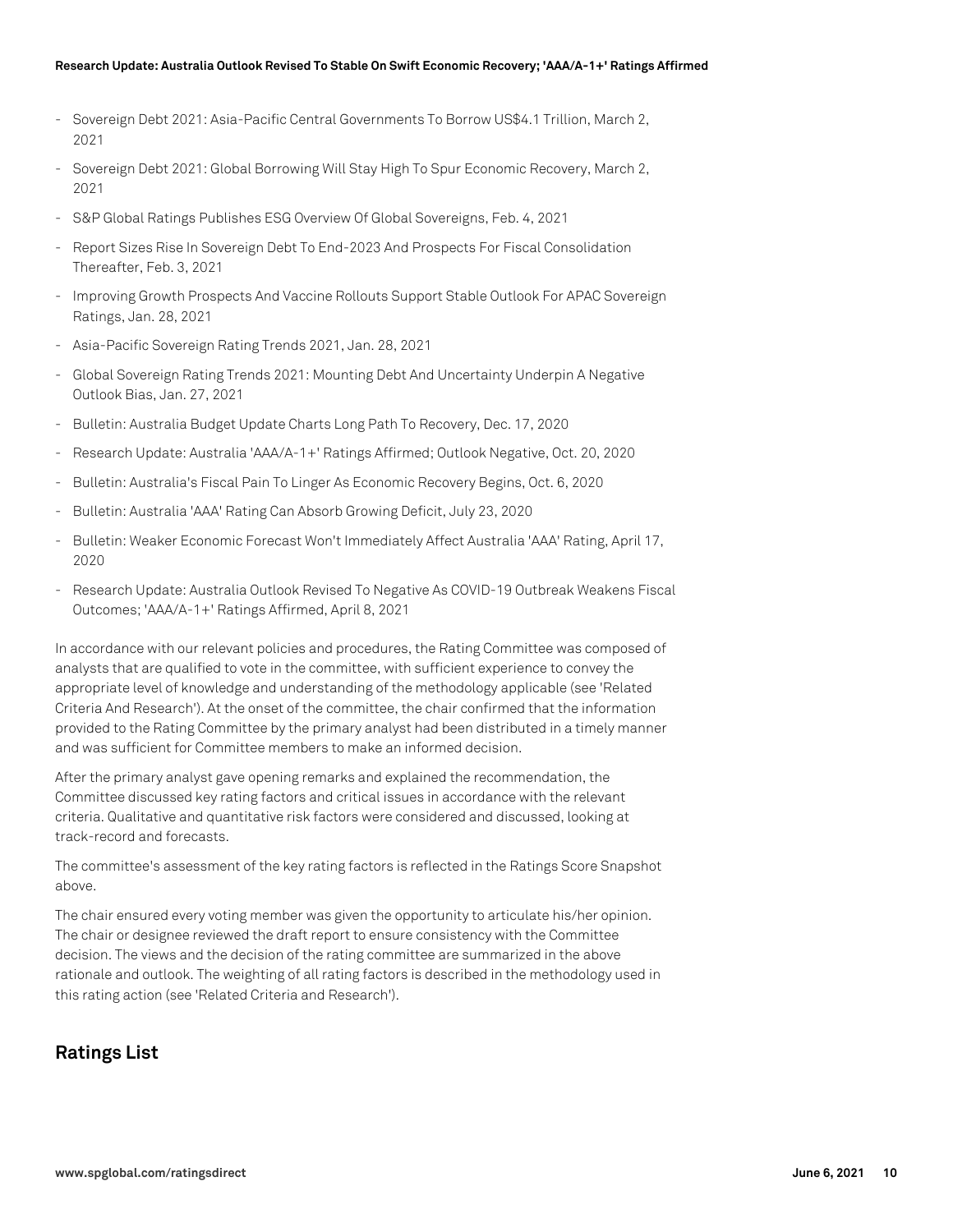- Sovereign Debt 2021: Asia-Pacific Central Governments To Borrow US$4.1 Trillion, March 2, 2021
- Sovereign Debt 2021: Global Borrowing Will Stay High To Spur Economic Recovery, March 2, 2021
- S&P Global Ratings Publishes ESG Overview Of Global Sovereigns, Feb. 4, 2021
- Report Sizes Rise In Sovereign Debt To End-2023 And Prospects For Fiscal Consolidation Thereafter, Feb. 3, 2021
- Improving Growth Prospects And Vaccine Rollouts Support Stable Outlook For APAC Sovereign Ratings, Jan. 28, 2021
- Asia-Pacific Sovereign Rating Trends 2021, Jan. 28, 2021
- Global Sovereign Rating Trends 2021: Mounting Debt And Uncertainty Underpin A Negative Outlook Bias, Jan. 27, 2021
- Bulletin: Australia Budget Update Charts Long Path To Recovery, Dec. 17, 2020
- Research Update: Australia 'AAA/A-1+' Ratings Affirmed; Outlook Negative, Oct. 20, 2020
- Bulletin: Australia's Fiscal Pain To Linger As Economic Recovery Begins, Oct. 6, 2020
- Bulletin: Australia 'AAA' Rating Can Absorb Growing Deficit, July 23, 2020
- Bulletin: Weaker Economic Forecast Won't Immediately Affect Australia 'AAA' Rating, April 17, 2020
- Research Update: Australia Outlook Revised To Negative As COVID-19 Outbreak Weakens Fiscal Outcomes; 'AAA/A-1+' Ratings Affirmed, April 8, 2021

In accordance with our relevant policies and procedures, the Rating Committee was composed of analysts that are qualified to vote in the committee, with sufficient experience to convey the appropriate level of knowledge and understanding of the methodology applicable (see 'Related Criteria And Research'). At the onset of the committee, the chair confirmed that the information provided to the Rating Committee by the primary analyst had been distributed in a timely manner and was sufficient for Committee members to make an informed decision.

After the primary analyst gave opening remarks and explained the recommendation, the Committee discussed key rating factors and critical issues in accordance with the relevant criteria. Qualitative and quantitative risk factors were considered and discussed, looking at track-record and forecasts.

The committee's assessment of the key rating factors is reflected in the Ratings Score Snapshot above.

The chair ensured every voting member was given the opportunity to articulate his/her opinion. The chair or designee reviewed the draft report to ensure consistency with the Committee decision. The views and the decision of the rating committee are summarized in the above rationale and outlook. The weighting of all rating factors is described in the methodology used in this rating action (see 'Related Criteria and Research').

## Ratings List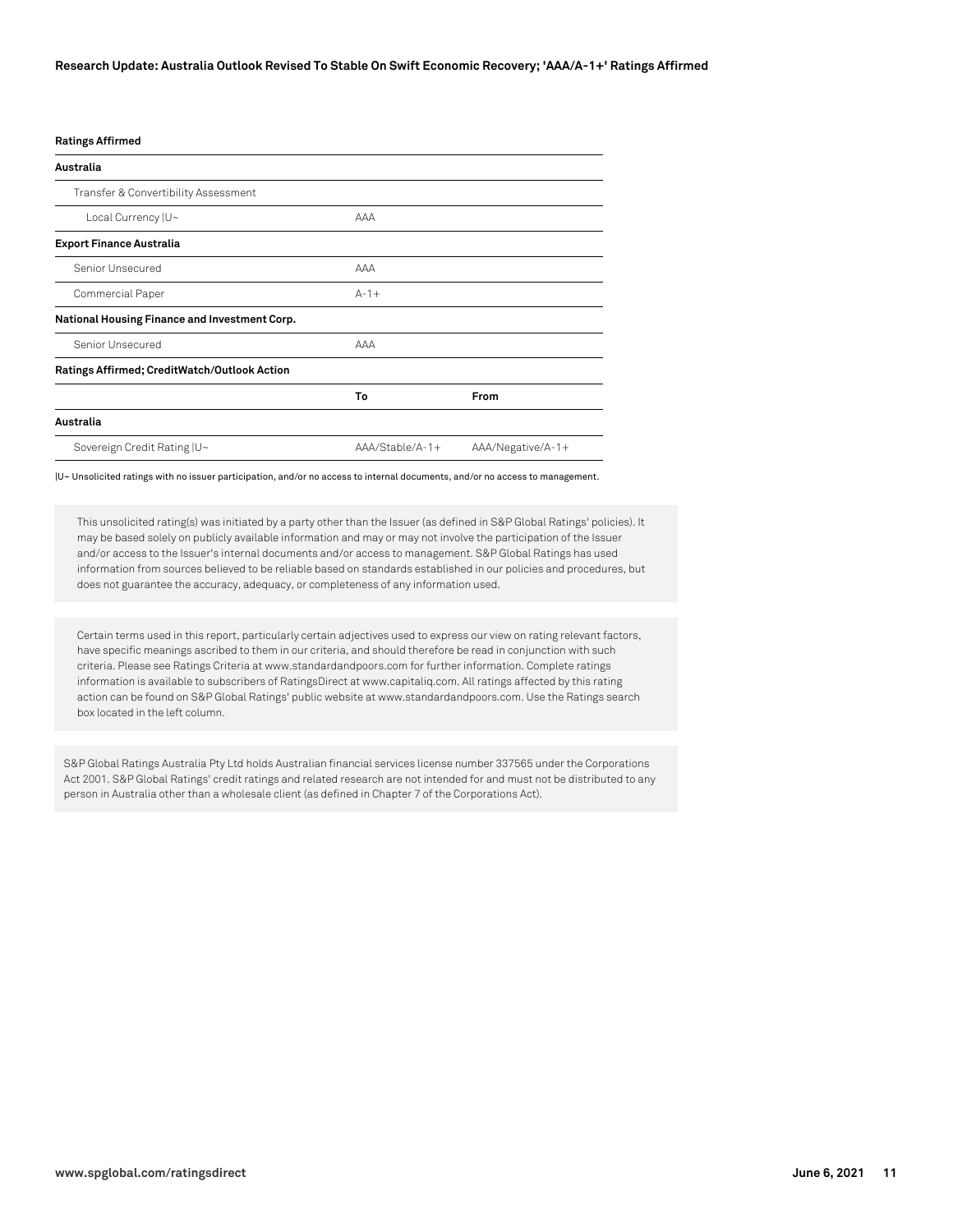**Ratings Affirmed**

| | | |
|---|---|---|
| **Australia** | | |
| Transfer & Convertibility Assessment | | |
| Local Currency \|U~ | AAA | |
| **Export Finance Australia** | | |
| Senior Unsecured | AAA | |
| Commercial Paper | A-1+ | |
| **National Housing Finance and Investment Corp.** | | |
| Senior Unsecured | AAA | |
| **Ratings Affirmed; CreditWatch/Outlook Action** | | |
| | **To** | **From** |
| **Australia** | | |
| Sovereign Credit Rating \|U~ | AAA/Stable/A-1+ | AAA/Negative/A-1+ |

|U~ Unsolicited ratings with no issuer participation, and/or no access to internal documents, and/or no access to management.

This unsolicited rating(s) was initiated by a party other than the Issuer (as defined in S&P Global Ratings' policies). It may be based solely on publicly available information and may or may not involve the participation of the Issuer and/or access to the Issuer's internal documents and/or access to management. S&P Global Ratings has used information from sources believed to be reliable based on standards established in our policies and procedures, but does not guarantee the accuracy, adequacy, or completeness of any information used.

Certain terms used in this report, particularly certain adjectives used to express our view on rating relevant factors, have specific meanings ascribed to them in our criteria, and should therefore be read in conjunction with such criteria. Please see Ratings Criteria at www.standardandpoors.com for further information. Complete ratings information is available to subscribers of RatingsDirect at www.capitaliq.com. All ratings affected by this rating action can be found on S&P Global Ratings' public website at www.standardandpoors.com. Use the Ratings search box located in the left column.

S&P Global Ratings Australia Pty Ltd holds Australian financial services license number 337565 under the Corporations Act 2001. S&P Global Ratings' credit ratings and related research are not intended for and must not be distributed to any person in Australia other than a wholesale client (as defined in Chapter 7 of the Corporations Act).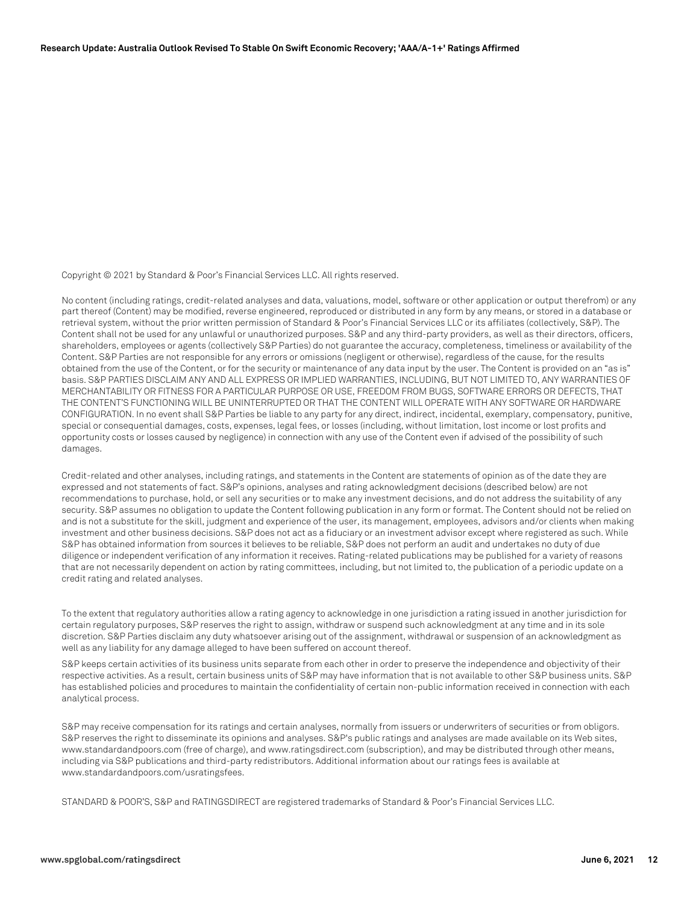Copyright © 2021 by Standard & Poor's Financial Services LLC. All rights reserved.

No content (including ratings, credit-related analyses and data, valuations, model, software or other application or output therefrom) or any part thereof (Content) may be modified, reverse engineered, reproduced or distributed in any form by any means, or stored in a database or retrieval system, without the prior written permission of Standard & Poor's Financial Services LLC or its affiliates (collectively, S&P). The Content shall not be used for any unlawful or unauthorized purposes. S&P and any third-party providers, as well as their directors, officers, shareholders, employees or agents (collectively S&P Parties) do not guarantee the accuracy, completeness, timeliness or availability of the Content. S&P Parties are not responsible for any errors or omissions (negligent or otherwise), regardless of the cause, for the results obtained from the use of the Content, or for the security or maintenance of any data input by the user. The Content is provided on an "as is" basis. S&P PARTIES DISCLAIM ANY AND ALL EXPRESS OR IMPLIED WARRANTIES, INCLUDING, BUT NOT LIMITED TO, ANY WARRANTIES OF MERCHANTABILITY OR FITNESS FOR A PARTICULAR PURPOSE OR USE, FREEDOM FROM BUGS, SOFTWARE ERRORS OR DEFECTS, THAT THE CONTENT'S FUNCTIONING WILL BE UNINTERRUPTED OR THAT THE CONTENT WILL OPERATE WITH ANY SOFTWARE OR HARDWARE CONFIGURATION. In no event shall S&P Parties be liable to any party for any direct, indirect, incidental, exemplary, compensatory, punitive, special or consequential damages, costs, expenses, legal fees, or losses (including, without limitation, lost income or lost profits and opportunity costs or losses caused by negligence) in connection with any use of the Content even if advised of the possibility of such damages.

Credit-related and other analyses, including ratings, and statements in the Content are statements of opinion as of the date they are expressed and not statements of fact. S&P's opinions, analyses and rating acknowledgment decisions (described below) are not recommendations to purchase, hold, or sell any securities or to make any investment decisions, and do not address the suitability of any security. S&P assumes no obligation to update the Content following publication in any form or format. The Content should not be relied on and is not a substitute for the skill, judgment and experience of the user, its management, employees, advisors and/or clients when making investment and other business decisions. S&P does not act as a fiduciary or an investment advisor except where registered as such. While S&P has obtained information from sources it believes to be reliable, S&P does not perform an audit and undertakes no duty of due diligence or independent verification of any information it receives. Rating-related publications may be published for a variety of reasons that are not necessarily dependent on action by rating committees, including, but not limited to, the publication of a periodic update on a credit rating and related analyses.

To the extent that regulatory authorities allow a rating agency to acknowledge in one jurisdiction a rating issued in another jurisdiction for certain regulatory purposes, S&P reserves the right to assign, withdraw or suspend such acknowledgment at any time and in its sole discretion. S&P Parties disclaim any duty whatsoever arising out of the assignment, withdrawal or suspension of an acknowledgment as well as any liability for any damage alleged to have been suffered on account thereof.

S&P keeps certain activities of its business units separate from each other in order to preserve the independence and objectivity of their respective activities. As a result, certain business units of S&P may have information that is not available to other S&P business units. S&P has established policies and procedures to maintain the confidentiality of certain non-public information received in connection with each analytical process.

S&P may receive compensation for its ratings and certain analyses, normally from issuers or underwriters of securities or from obligors. S&P reserves the right to disseminate its opinions and analyses. S&P's public ratings and analyses are made available on its Web sites, www.standardandpoors.com (free of charge), and www.ratingsdirect.com (subscription), and may be distributed through other means, including via S&P publications and third-party redistributors. Additional information about our ratings fees is available at www.standardandpoors.com/usratingsfees.

STANDARD & POOR'S, S&P and RATINGSDIRECT are registered trademarks of Standard & Poor's Financial Services LLC.